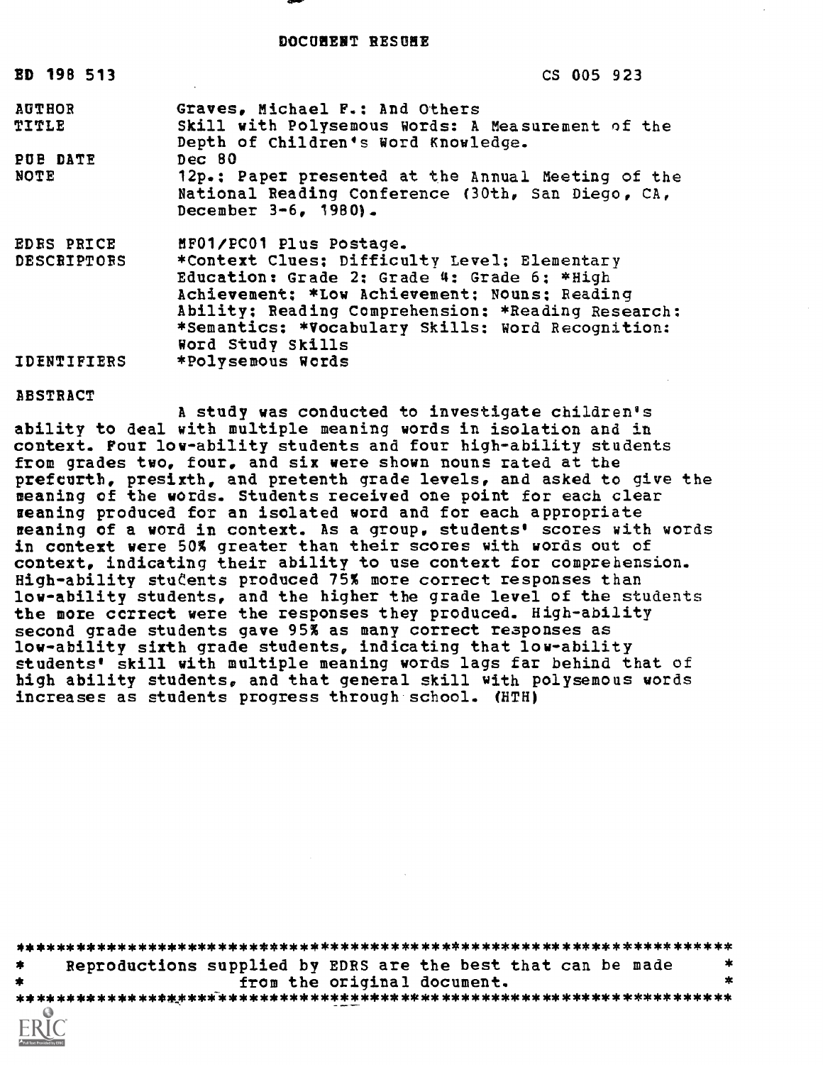DOCUMENT RESUME

| | |
|---|---|
| ED 198 513 | CS 005 923 |
| AUTHOR | Graves, Michael F.; And Others |
| TITLE | Skill with Polysemous Words: A Measurement of the Depth of Children's Word Knowledge. |
| PUB DATE | Dec 80 |
| NOTE | 12p.: Paper presented at the Annual Meeting of the National Reading Conference (30th, San Diego, CA, December 3-6, 1980). |
| EDRS PRICE | MF01/PC01 Plus Postage. |
| DESCRIPTORS | *Context Clues; Difficulty Level; Elementary Education; Grade 2; Grade 4; Grade 6; *High Achievement; *Low Achievement; Nouns; Reading Ability; Reading Comprehension; *Reading Research; *Semantics; *Vocabulary Skills; Word Recognition; Word Study Skills |
| IDENTIFIERS | *Polysemous Words |

ABSTRACT

A study was conducted to investigate children's ability to deal with multiple meaning words in isolation and in context. Four low-ability students and four high-ability students from grades two, four, and six were shown nouns rated at the prefourth, presixth, and pretenth grade levels, and asked to give the meaning of the words. Students received one point for each clear meaning produced for an isolated word and for each appropriate meaning of a word in context. As a group, students' scores with words in context were 50% greater than their scores with words out of context, indicating their ability to use context for comprehension. High-ability students produced 75% more correct responses than low-ability students, and the higher the grade level of the students the more correct were the responses they produced. High-ability second grade students gave 95% as many correct responses as low-ability sixth grade students, indicating that low-ability students' skill with multiple meaning words lags far behind that of high ability students, and that general skill with polysemous words increases as students progress through school. (HTH)

***********************************************************************
* Reproductions supplied by EDRS are the best that can be made *
* from the original document. *
***********************************************************************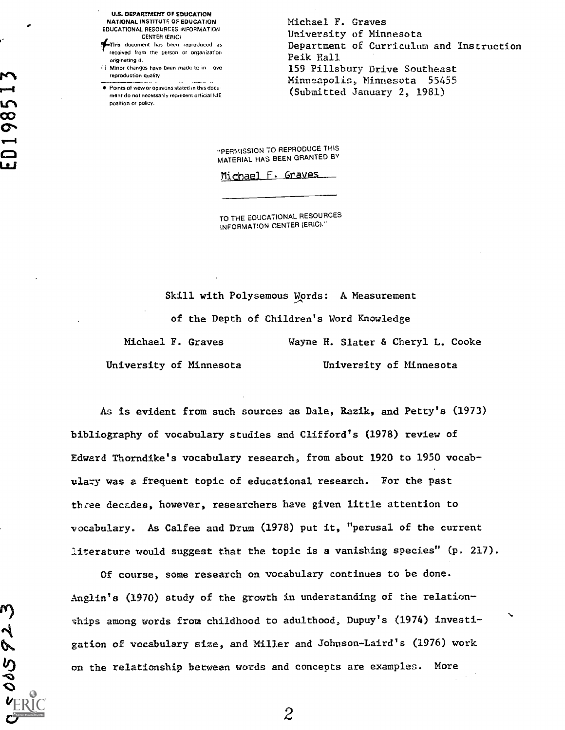U.S. DEPARTMENT OF EDUCATION
NATIONAL INSTITUTE OF EDUCATION
EDUCATIONAL RESOURCES INFORMATION CENTER (ERIC)

This document has been reproduced as received from the person or organization originating it.

Minor changes have been made to improve reproduction quality.

Points of view or opinions stated in this document do not necessarily represent official NIE position or policy.

Michael F. Graves
University of Minnesota
Department of Curriculum and Instruction
Peik Hall
159 Pillsbury Drive Southeast
Minneapolis, Minnesota 55455
(Submitted January 2, 1981)

"PERMISSION TO REPRODUCE THIS MATERIAL HAS BEEN GRANTED BY

Michael F. Graves

TO THE EDUCATIONAL RESOURCES INFORMATION CENTER (ERIC)."

# Skill with Polysemous Words: A Measurement of the Depth of Children's Word Knowledge

Michael F. Graves
University of Minnesota

Wayne H. Slater & Cheryl L. Cooke
University of Minnesota

As is evident from such sources as Dale, Razik, and Petty's (1973) bibliography of vocabulary studies and Clifford's (1978) review of Edward Thorndike's vocabulary research, from about 1920 to 1950 vocabulary was a frequent topic of educational research. For the past three decades, however, researchers have given little attention to vocabulary. As Calfee and Drum (1978) put it, "perusal of the current literature would suggest that the topic is a vanishing species" (p. 217).

Of course, some research on vocabulary continues to be done. Anglin's (1970) study of the growth in understanding of the relationships among words from childhood to adulthood, Dupuy's (1974) investigation of vocabulary size, and Miller and Johnson-Laird's (1976) work on the relationship between words and concepts are examples. More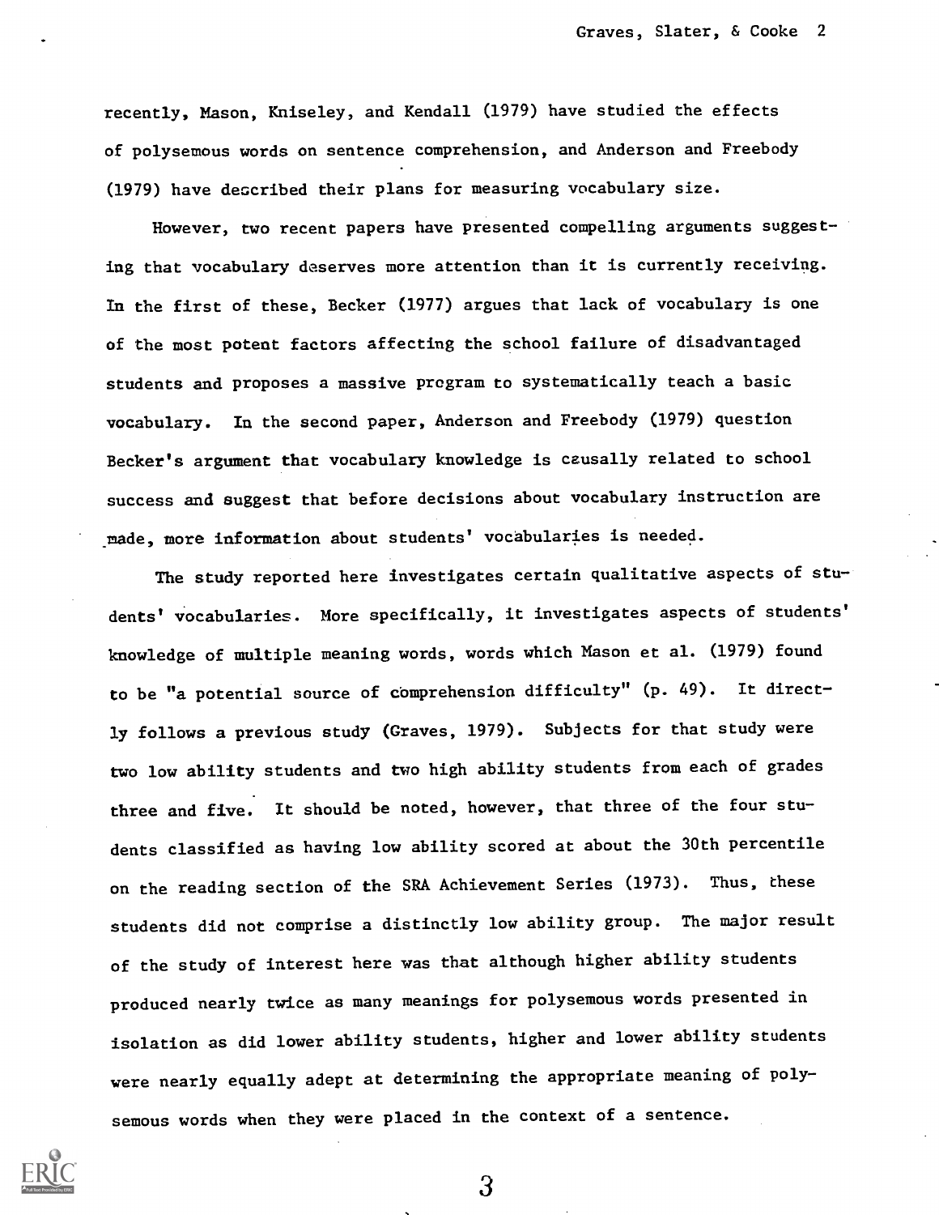recently, Mason, Kniseley, and Kendall (1979) have studied the effects of polysemous words on sentence comprehension, and Anderson and Freebody (1979) have described their plans for measuring vocabulary size.

However, two recent papers have presented compelling arguments suggesting that vocabulary deserves more attention than it is currently receiving. In the first of these, Becker (1977) argues that lack of vocabulary is one of the most potent factors affecting the school failure of disadvantaged students and proposes a massive program to systematically teach a basic vocabulary. In the second paper, Anderson and Freebody (1979) question Becker's argument that vocabulary knowledge is causally related to school success and suggest that before decisions about vocabulary instruction are made, more information about students' vocabularies is needed.

The study reported here investigates certain qualitative aspects of students' vocabularies. More specifically, it investigates aspects of students' knowledge of multiple meaning words, words which Mason et al. (1979) found to be "a potential source of comprehension difficulty" (p. 49). It directly follows a previous study (Graves, 1979). Subjects for that study were two low ability students and two high ability students from each of grades three and five. It should be noted, however, that three of the four students classified as having low ability scored at about the 30th percentile on the reading section of the SRA Achievement Series (1973). Thus, these students did not comprise a distinctly low ability group. The major result of the study of interest here was that although higher ability students produced nearly twice as many meanings for polysemous words presented in isolation as did lower ability students, higher and lower ability students were nearly equally adept at determining the appropriate meaning of polysemous words when they were placed in the context of a sentence.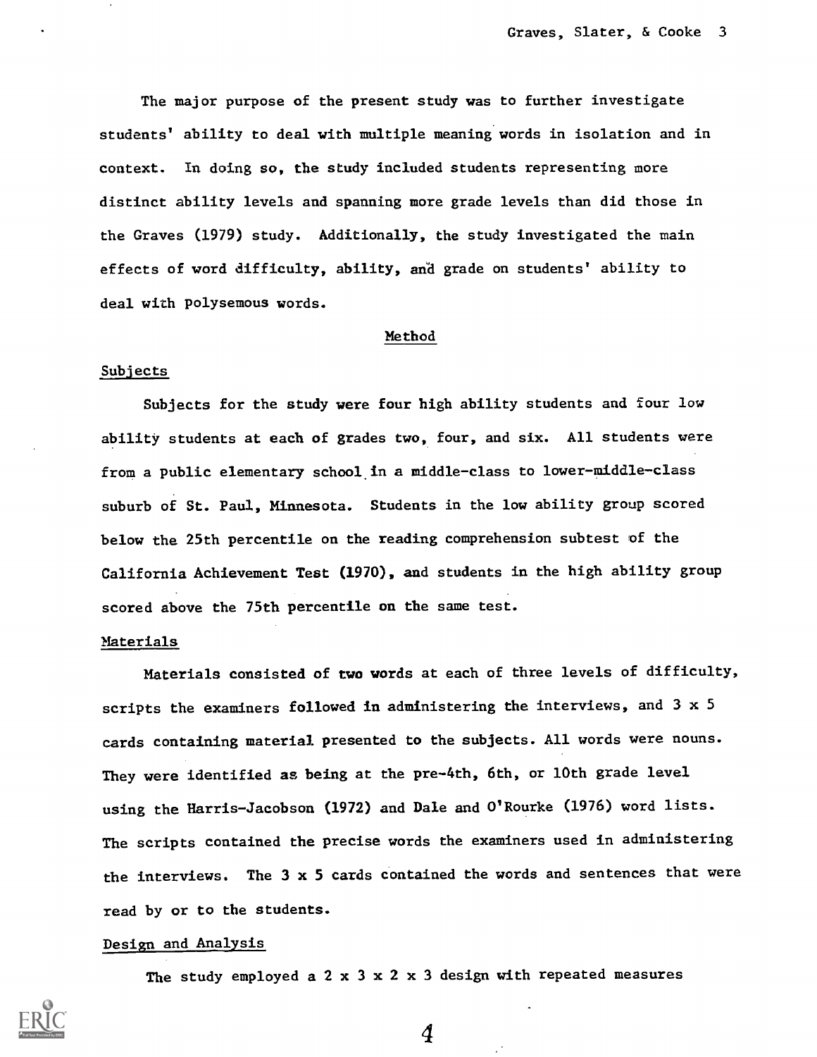The major purpose of the present study was to further investigate students' ability to deal with multiple meaning words in isolation and in context. In doing so, the study included students representing more distinct ability levels and spanning more grade levels than did those in the Graves (1979) study. Additionally, the study investigated the main effects of word difficulty, ability, and grade on students' ability to deal with polysemous words.

## Method

### Subjects

Subjects for the study were four high ability students and four low ability students at each of grades two, four, and six. All students were from a public elementary school in a middle-class to lower-middle-class suburb of St. Paul, Minnesota. Students in the low ability group scored below the 25th percentile on the reading comprehension subtest of the California Achievement Test (1970), and students in the high ability group scored above the 75th percentile on the same test.

### Materials

Materials consisted of two words at each of three levels of difficulty, scripts the examiners followed in administering the interviews, and 3 x 5 cards containing material presented to the subjects. All words were nouns. They were identified as being at the pre-4th, 6th, or 10th grade level using the Harris-Jacobson (1972) and Dale and O'Rourke (1976) word lists. The scripts contained the precise words the examiners used in administering the interviews. The 3 x 5 cards contained the words and sentences that were read by or to the students.

### Design and Analysis

The study employed a 2 x 3 x 2 x 3 design with repeated measures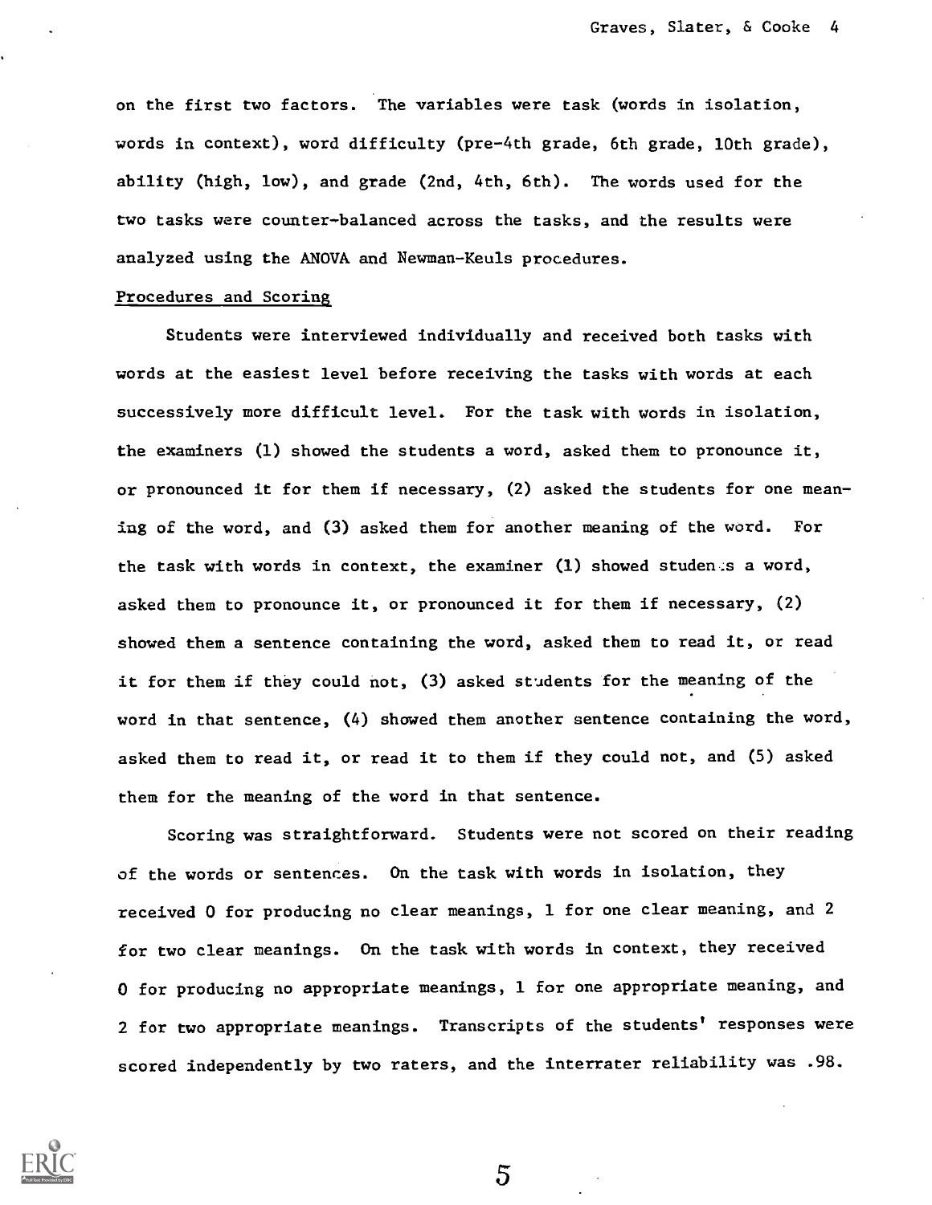on the first two factors. The variables were task (words in isolation, words in context), word difficulty (pre-4th grade, 6th grade, 10th grade), ability (high, low), and grade (2nd, 4th, 6th). The words used for the two tasks were counter-balanced across the tasks, and the results were analyzed using the ANOVA and Newman-Keuls procedures.

Procedures and Scoring

Students were interviewed individually and received both tasks with words at the easiest level before receiving the tasks with words at each successively more difficult level. For the task with words in isolation, the examiners (1) showed the students a word, asked them to pronounce it, or pronounced it for them if necessary, (2) asked the students for one meaning of the word, and (3) asked them for another meaning of the word. For the task with words in context, the examiner (1) showed students a word, asked them to pronounce it, or pronounced it for them if necessary, (2) showed them a sentence containing the word, asked them to read it, or read it for them if they could not, (3) asked students for the meaning of the word in that sentence, (4) showed them another sentence containing the word, asked them to read it, or read it to them if they could not, and (5) asked them for the meaning of the word in that sentence.

Scoring was straightforward. Students were not scored on their reading of the words or sentences. On the task with words in isolation, they received 0 for producing no clear meanings, 1 for one clear meaning, and 2 for two clear meanings. On the task with words in context, they received 0 for producing no appropriate meanings, 1 for one appropriate meaning, and 2 for two appropriate meanings. Transcripts of the students' responses were scored independently by two raters, and the interrater reliability was .98.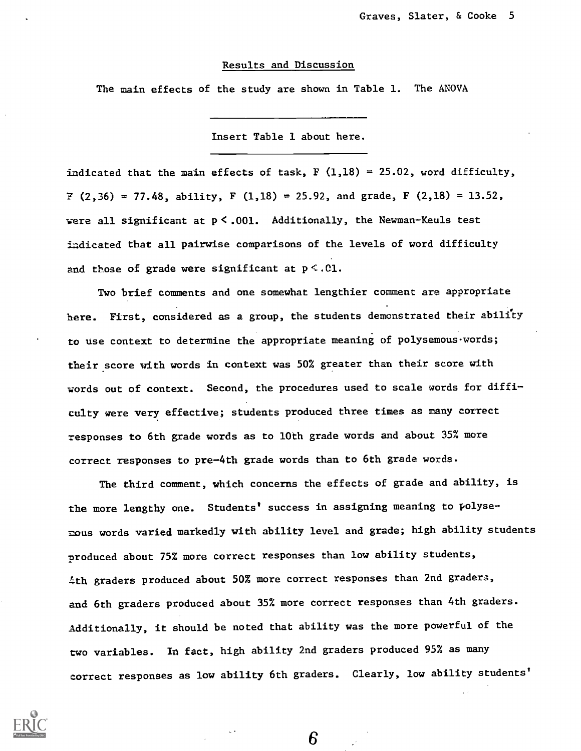## Results and Discussion

The main effects of the study are shown in Table 1. The ANOVA

Insert Table 1 about here.

indicated that the main effects of task, $F(1,18) = 25.02$, word difficulty, $F(2,36) = 77.48$, ability, $F(1,18) = 25.92$, and grade, $F(2,18) = 13.52$, were all significant at $p < .001$. Additionally, the Newman-Keuls test indicated that all pairwise comparisons of the levels of word difficulty and those of grade were significant at $p < .01$.

Two brief comments and one somewhat lengthier comment are appropriate here. First, considered as a group, the students demonstrated their ability to use context to determine the appropriate meaning of polysemous words; their score with words in context was 50% greater than their score with words out of context. Second, the procedures used to scale words for difficulty were very effective; students produced three times as many correct responses to 6th grade words as to 10th grade words and about 35% more correct responses to pre-4th grade words than to 6th grade words.

The third comment, which concerns the effects of grade and ability, is the more lengthy one. Students' success in assigning meaning to polysemous words varied markedly with ability level and grade; high ability students produced about 75% more correct responses than low ability students, 4th graders produced about 50% more correct responses than 2nd graders, and 6th graders produced about 35% more correct responses than 4th graders. Additionally, it should be noted that ability was the more powerful of the two variables. In fact, high ability 2nd graders produced 95% as many correct responses as low ability 6th graders. Clearly, low ability students'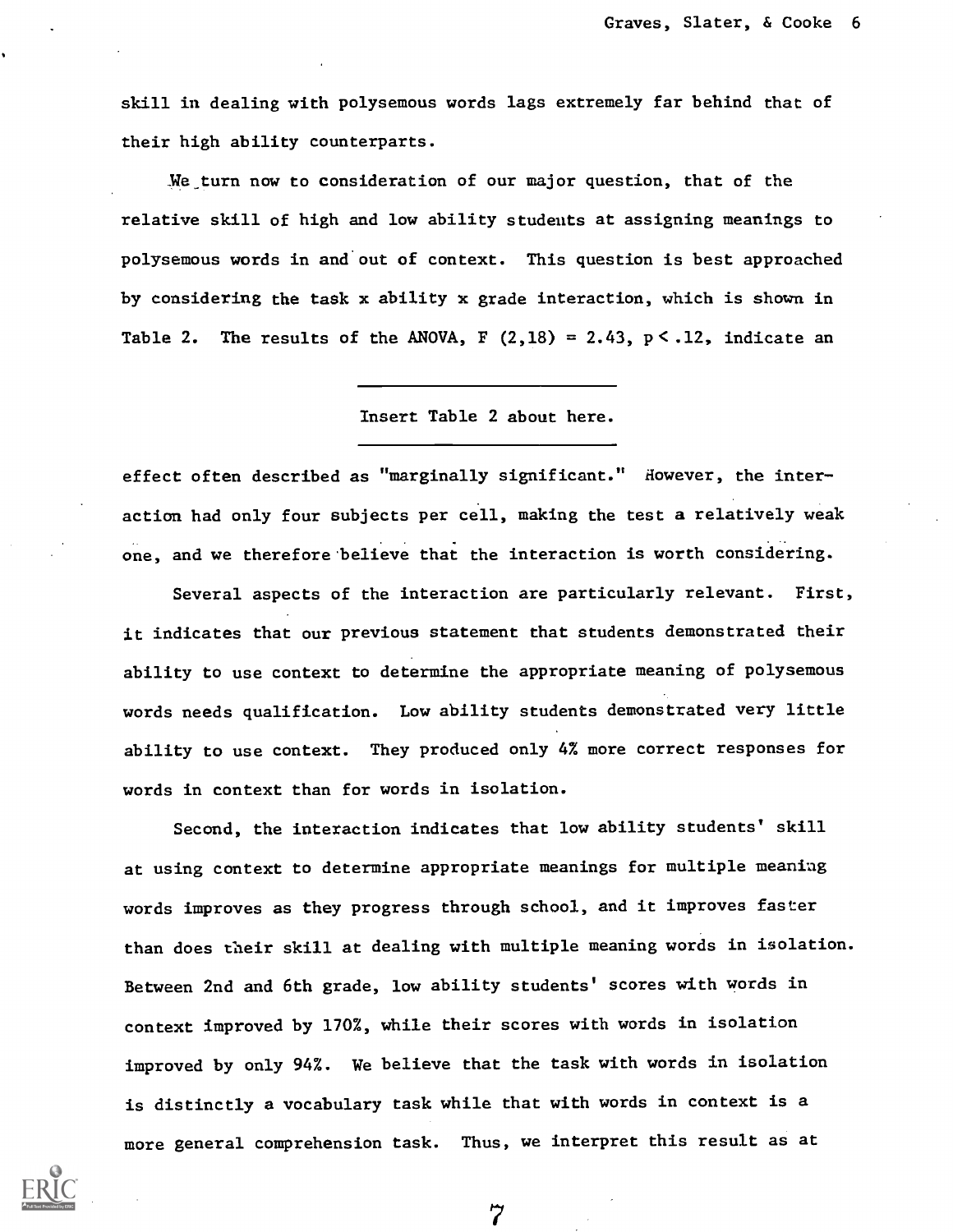skill in dealing with polysemous words lags extremely far behind that of their high ability counterparts.

We turn now to consideration of our major question, that of the relative skill of high and low ability students at assigning meanings to polysemous words in and out of context. This question is best approached by considering the task x ability x grade interaction, which is shown in Table 2. The results of the ANOVA, $F(2,18) = 2.43$, $p < .12$, indicate an

Insert Table 2 about here.

effect often described as "marginally significant." However, the interaction had only four subjects per cell, making the test a relatively weak one, and we therefore believe that the interaction is worth considering.

Several aspects of the interaction are particularly relevant. First, it indicates that our previous statement that students demonstrated their ability to use context to determine the appropriate meaning of polysemous words needs qualification. Low ability students demonstrated very little ability to use context. They produced only 4% more correct responses for words in context than for words in isolation.

Second, the interaction indicates that low ability students' skill at using context to determine appropriate meanings for multiple meaning words improves as they progress through school, and it improves faster than does their skill at dealing with multiple meaning words in isolation. Between 2nd and 6th grade, low ability students' scores with words in context improved by 170%, while their scores with words in isolation improved by only 94%. We believe that the task with words in isolation is distinctly a vocabulary task while that with words in context is a more general comprehension task. Thus, we interpret this result as at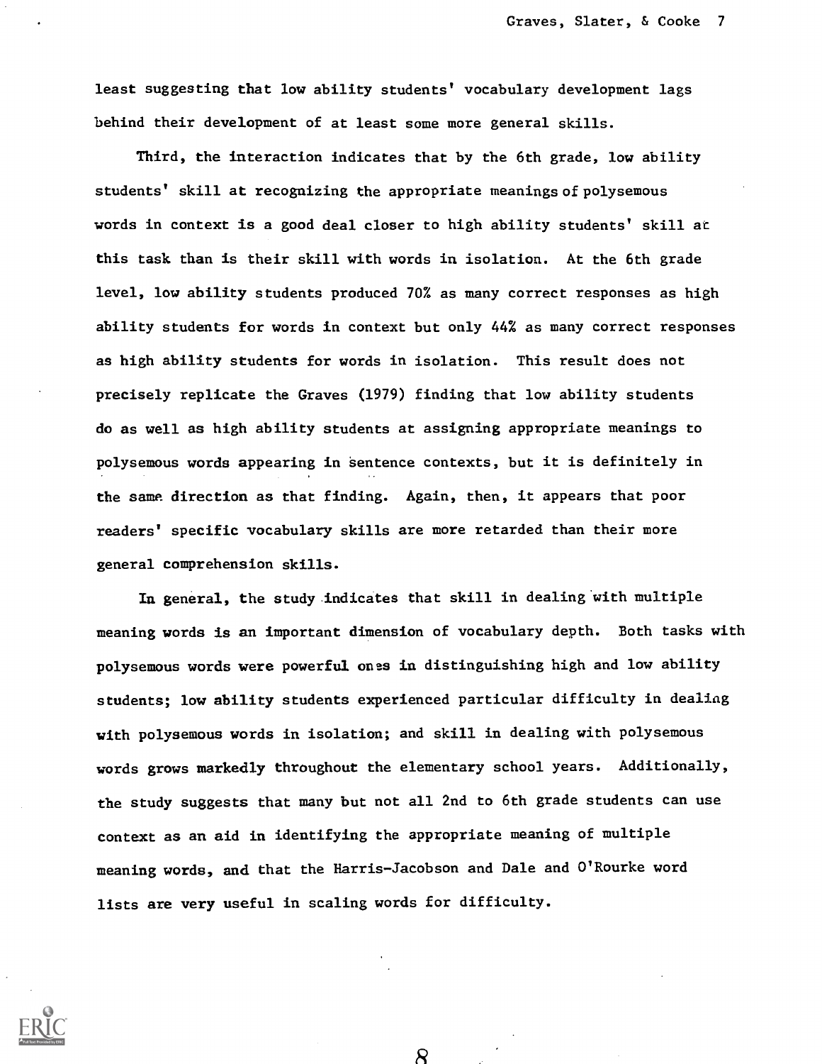least suggesting that low ability students' vocabulary development lags behind their development of at least some more general skills.

Third, the interaction indicates that by the 6th grade, low ability students' skill at recognizing the appropriate meanings of polysemous words in context is a good deal closer to high ability students' skill at this task than is their skill with words in isolation. At the 6th grade level, low ability students produced 70% as many correct responses as high ability students for words in context but only 44% as many correct responses as high ability students for words in isolation. This result does not precisely replicate the Graves (1979) finding that low ability students do as well as high ability students at assigning appropriate meanings to polysemous words appearing in sentence contexts, but it is definitely in the same direction as that finding. Again, then, it appears that poor readers' specific vocabulary skills are more retarded than their more general comprehension skills.

In general, the study indicates that skill in dealing with multiple meaning words is an important dimension of vocabulary depth. Both tasks with polysemous words were powerful ones in distinguishing high and low ability students; low ability students experienced particular difficulty in dealing with polysemous words in isolation; and skill in dealing with polysemous words grows markedly throughout the elementary school years. Additionally, the study suggests that many but not all 2nd to 6th grade students can use context as an aid in identifying the appropriate meaning of multiple meaning words, and that the Harris-Jacobson and Dale and O'Rourke word lists are very useful in scaling words for difficulty.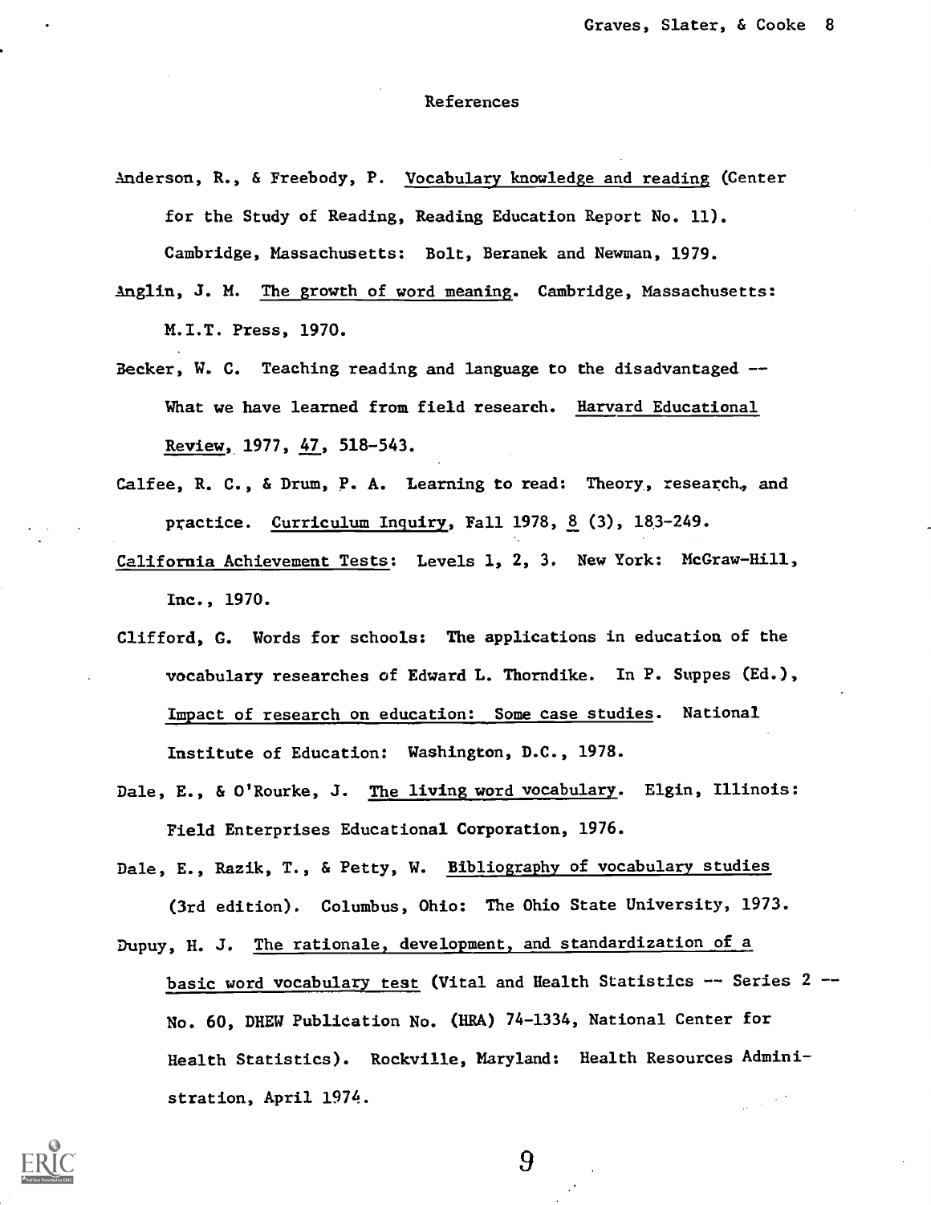## References

Anderson, R., & Freebody, P. Vocabulary knowledge and reading (Center for the Study of Reading, Reading Education Report No. 11). Cambridge, Massachusetts: Bolt, Beranek and Newman, 1979.

Anglin, J. M. The growth of word meaning. Cambridge, Massachusetts: M.I.T. Press, 1970.

Becker, W. C. Teaching reading and language to the disadvantaged -- What we have learned from field research. Harvard Educational Review, 1977, 47, 518-543.

Calfee, R. C., & Drum, P. A. Learning to read: Theory, research, and practice. Curriculum Inquiry, Fall 1978, 8 (3), 183-249.

California Achievement Tests: Levels 1, 2, 3. New York: McGraw-Hill, Inc., 1970.

Clifford, G. Words for schools: The applications in education of the vocabulary researches of Edward L. Thorndike. In P. Suppes (Ed.), Impact of research on education: Some case studies. National Institute of Education: Washington, D.C., 1978.

Dale, E., & O'Rourke, J. The living word vocabulary. Elgin, Illinois: Field Enterprises Educational Corporation, 1976.

Dale, E., Razik, T., & Petty, W. Bibliography of vocabulary studies (3rd edition). Columbus, Ohio: The Ohio State University, 1973.

Dupuy, H. J. The rationale, development, and standardization of a basic word vocabulary test (Vital and Health Statistics -- Series 2 -- No. 60, DHEW Publication No. (HRA) 74-1334, National Center for Health Statistics). Rockville, Maryland: Health Resources Administration, April 1974.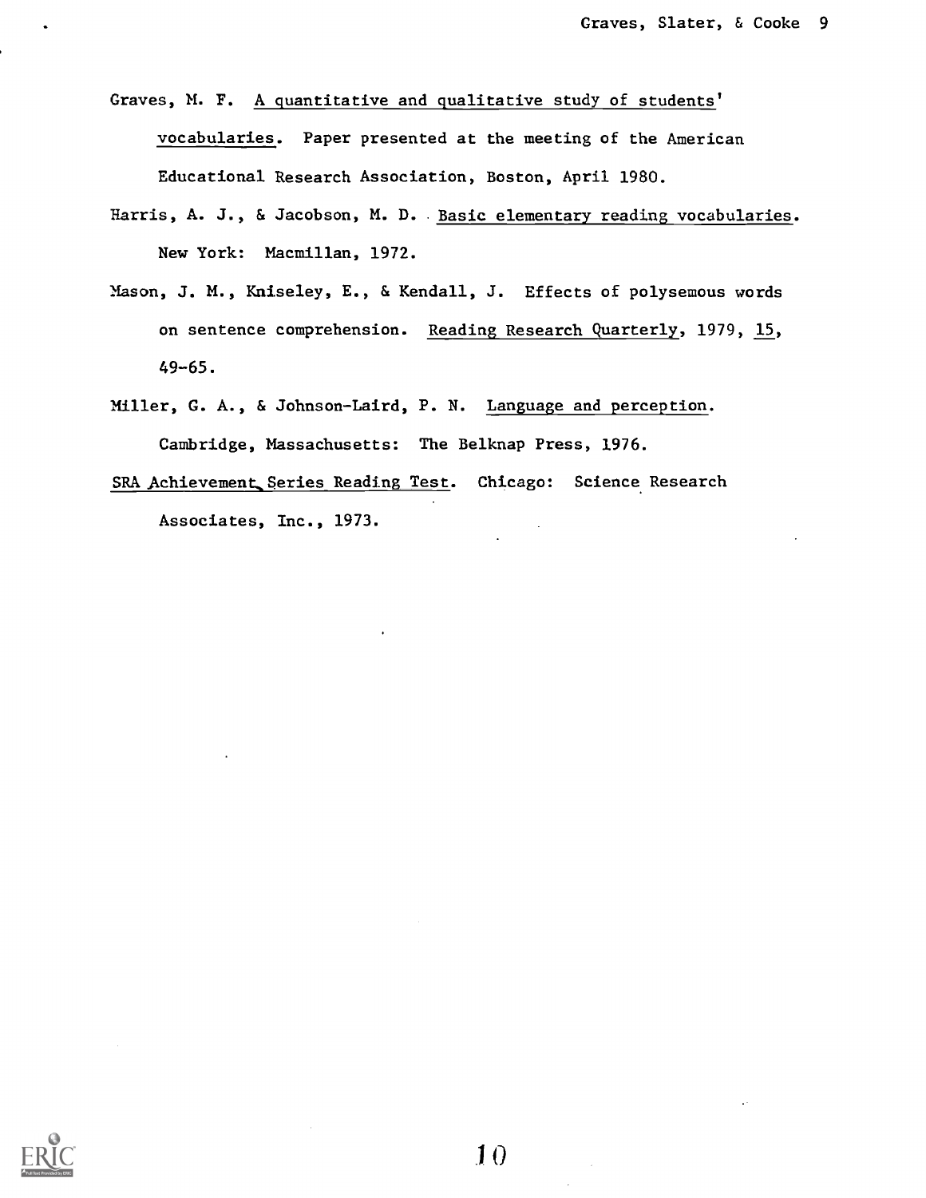Graves, M. F. A quantitative and qualitative study of students' vocabularies. Paper presented at the meeting of the American Educational Research Association, Boston, April 1980.

Harris, A. J., & Jacobson, M. D. Basic elementary reading vocabularies. New York: Macmillan, 1972.

Mason, J. M., Kniseley, E., & Kendall, J. Effects of polysemous words on sentence comprehension. Reading Research Quarterly, 1979, 15, 49-65.

Miller, G. A., & Johnson-Laird, P. N. Language and perception. Cambridge, Massachusetts: The Belknap Press, 1976.

SRA Achievement Series Reading Test. Chicago: Science Research Associates, Inc., 1973.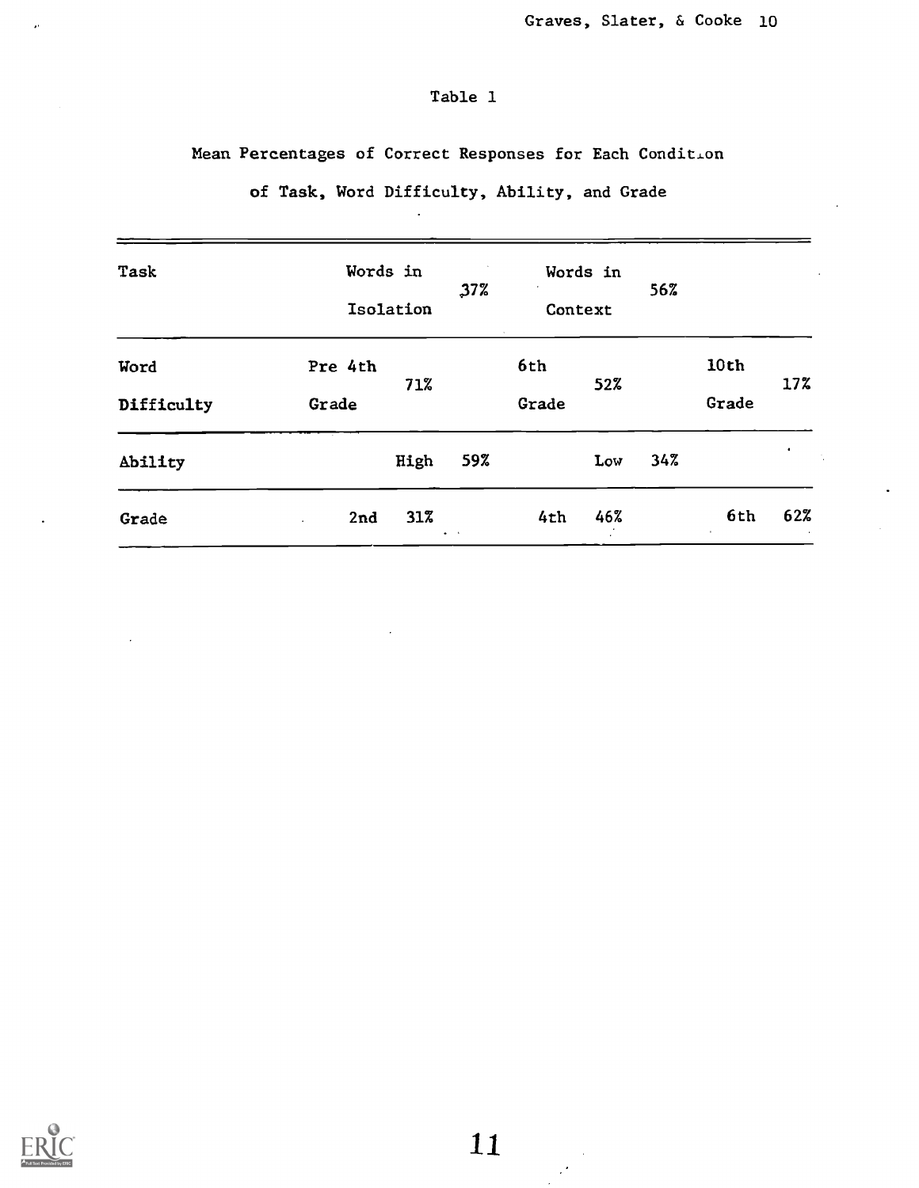Table 1

Mean Percentages of Correct Responses for Each Condition of Task, Word Difficulty, Ability, and Grade

| Task | | | | | | |
|---|---|---|---|---|---|---|
| Task | Words in Isolation | 37% | Words in Context | 56% | | |
| Word Difficulty | Pre 4th Grade | 71% | 6th Grade | 52% | 10th Grade | 17% |
| Ability | High | 59% | Low | 34% | | |
| Grade | 2nd | 31% | 4th | 46% | 6th | 62% |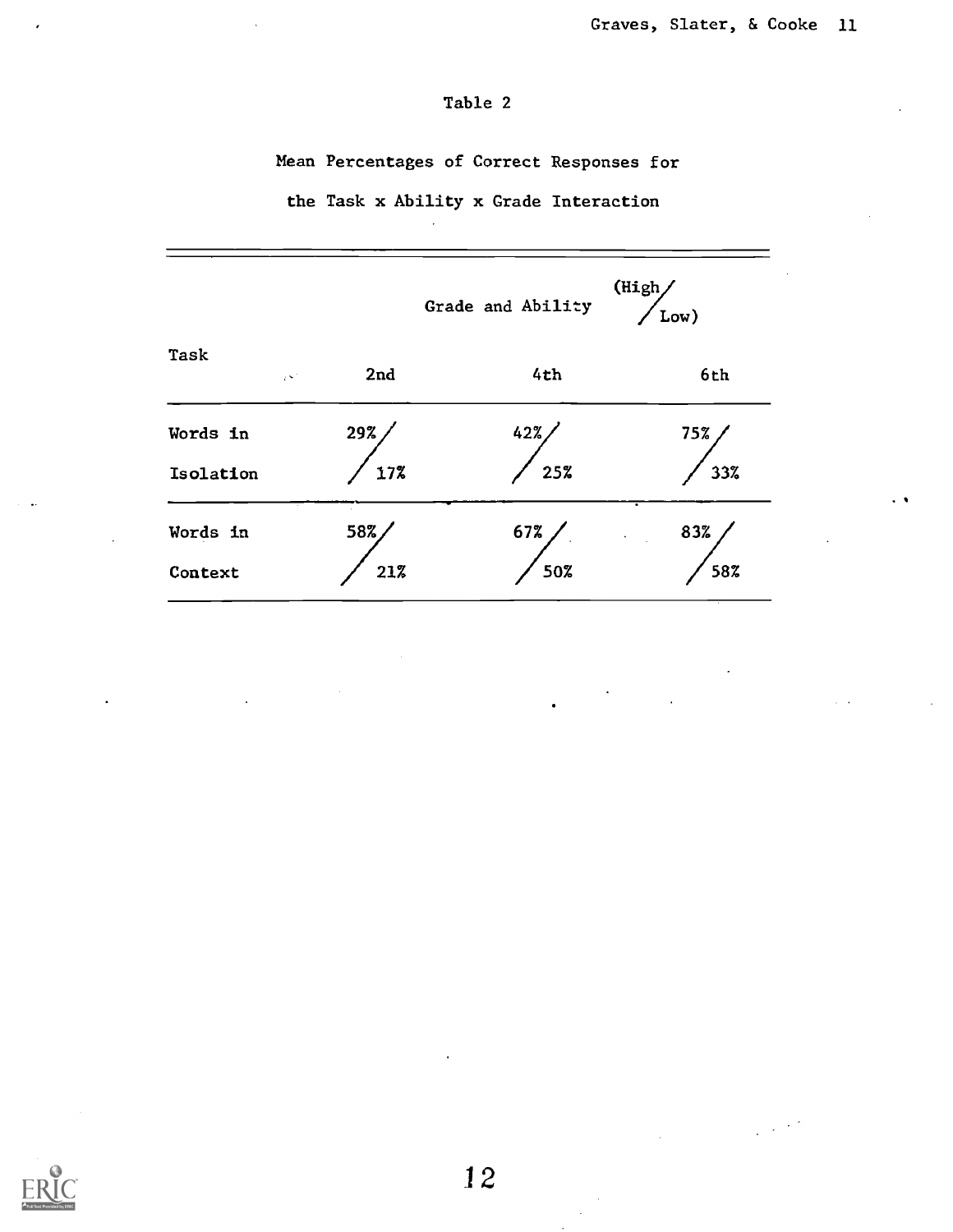Table 2

Mean Percentages of Correct Responses for

the Task x Ability x Grade Interaction

| Task | Grade and Ability (High/Low) | | |
| --- | --- | --- | --- |
| | 2nd | 4th | 6th |
| Words in Isolation | 29%/17% | 42%/25% | 75%/33% |
| Words in Context | 58%/21% | 67%/50% | 83%/58% |